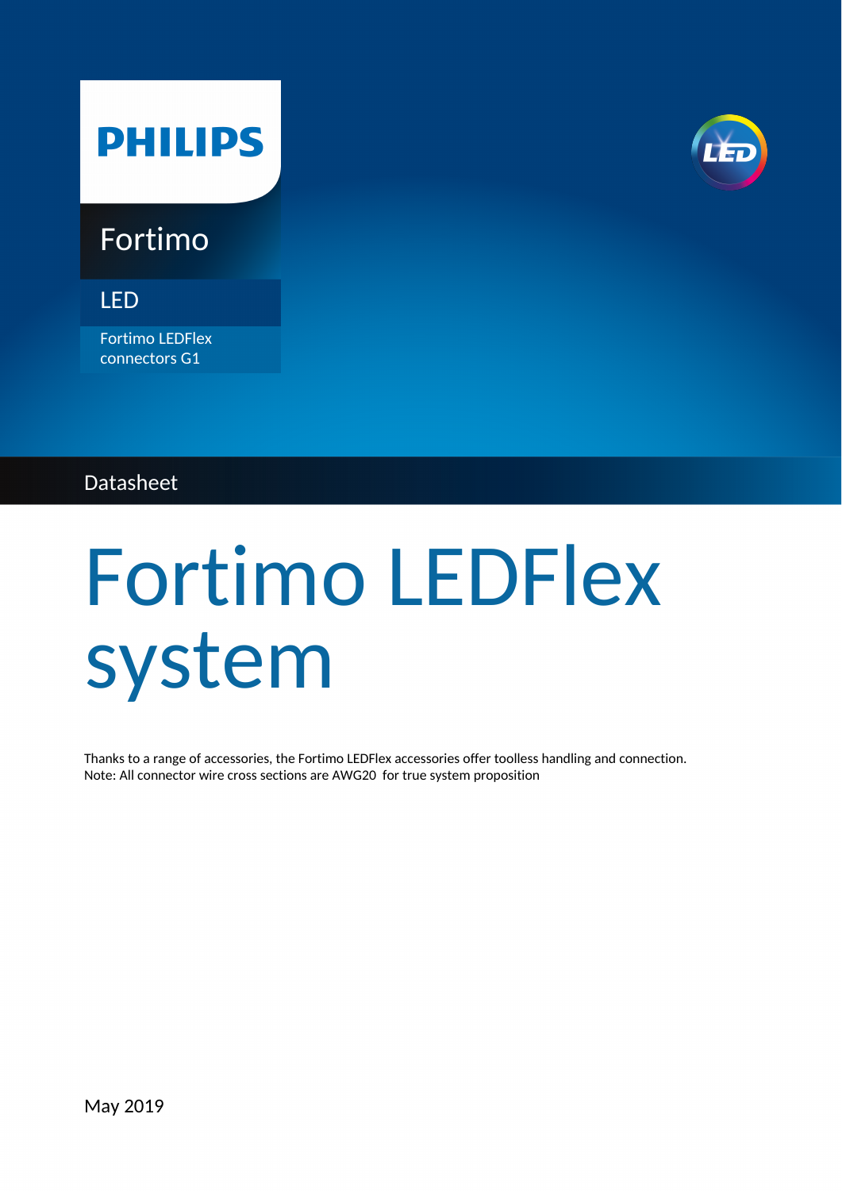PHILIPS

Fortimo

LED

Fortimo LEDFlex connectors G1

Datasheet

# Fortimo LEDFlex system

Thanks to a range of accessories, the Fortimo LEDFlex accessories offer toolless handling and connection.
Note: All connector wire cross sections are AWG20  for true system proposition

May 2019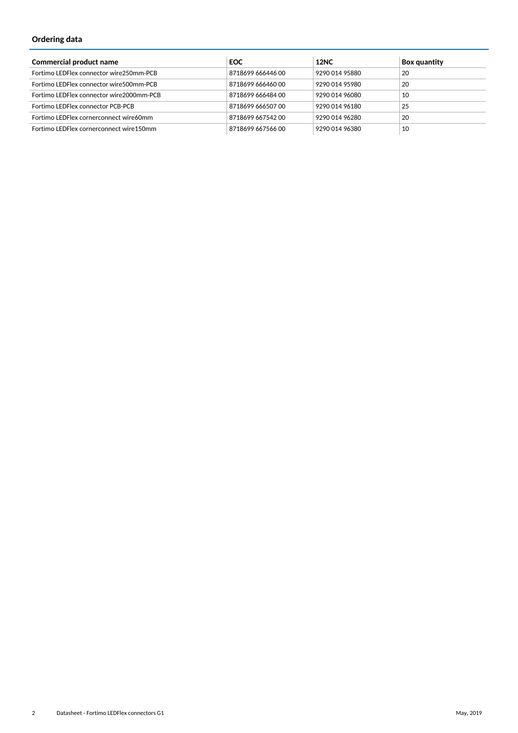## Ordering data

| Commercial product name | EOC | 12NC | Box quantity |
| --- | --- | --- | --- |
| Fortimo LEDFlex connector wire250mm-PCB | 8718699 666446 00 | 9290 014 95880 | 20 |
| Fortimo LEDFlex connector wire500mm-PCB | 8718699 666460 00 | 9290 014 95980 | 20 |
| Fortimo LEDFlex connector wire2000mm-PCB | 8718699 666484 00 | 9290 014 96080 | 10 |
| Fortimo LEDFlex connector PCB-PCB | 8718699 666507 00 | 9290 014 96180 | 25 |
| Fortimo LEDFlex cornerconnect wire60mm | 8718699 667542 00 | 9290 014 96280 | 20 |
| Fortimo LEDFlex cornerconnect wire150mm | 8718699 667566 00 | 9290 014 96380 | 10 |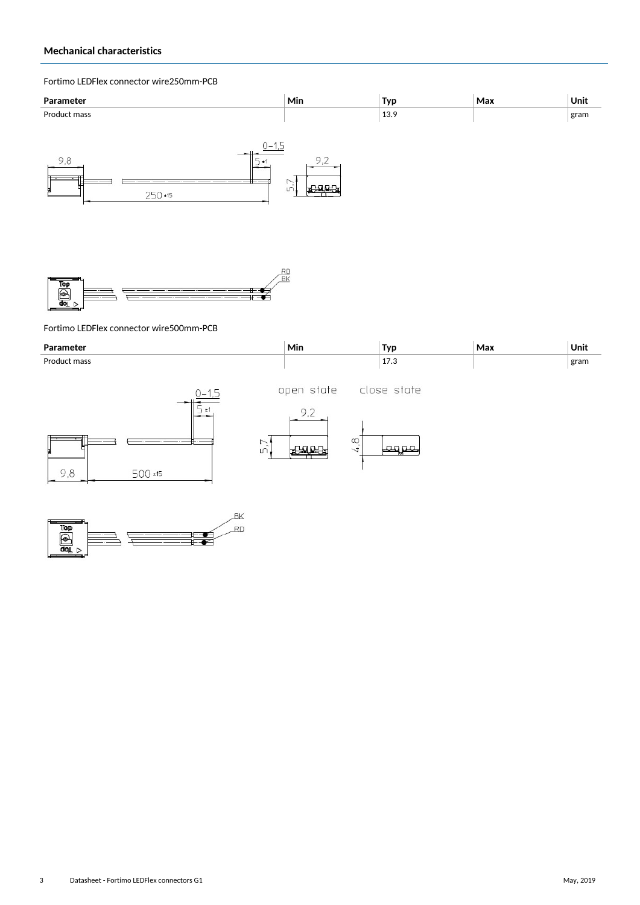## Mechanical characteristics

Fortimo LEDFlex connector wire250mm-PCB

| Parameter | Min | Typ | Max | Unit |
|---|---|---|---|---|
| Product mass | | 13.9 | | gram |

Fortimo LEDFlex connector wire500mm-PCB

| Parameter | Min | Typ | Max | Unit |
|---|---|---|---|---|
| Product mass | | 17.3 | | gram |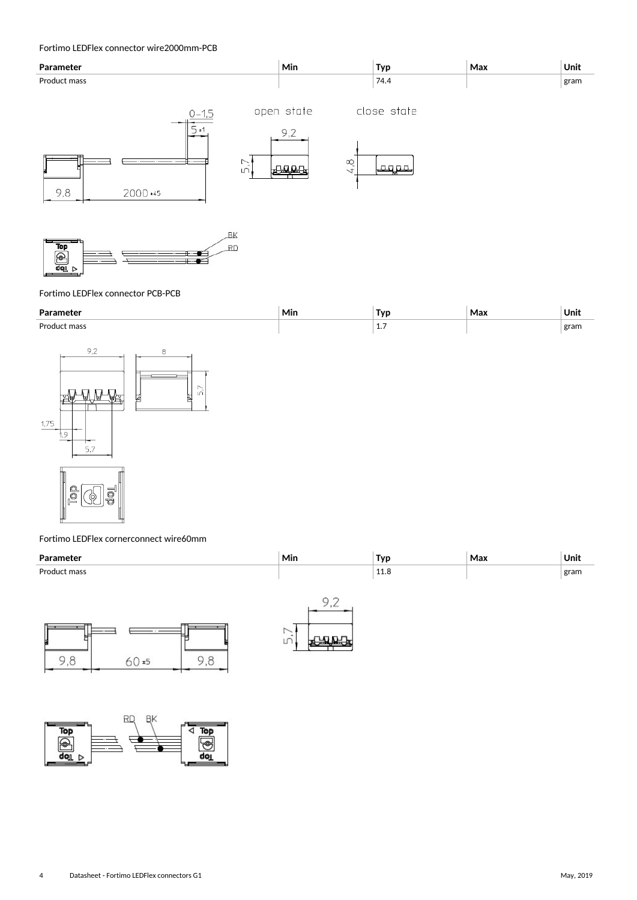Fortimo LEDFlex connector wire2000mm-PCB

| Parameter | Min | Typ | Max | Unit |
|---|---|---|---|---|
| Product mass | | 74.4 | | gram |

Fortimo LEDFlex connector PCB-PCB

| Parameter | Min | Typ | Max | Unit |
|---|---|---|---|---|
| Product mass | | 1.7 | | gram |

Fortimo LEDFlex cornerconnect wire60mm

| Parameter | Min | Typ | Max | Unit |
|---|---|---|---|---|
| Product mass | | 11.8 | | gram |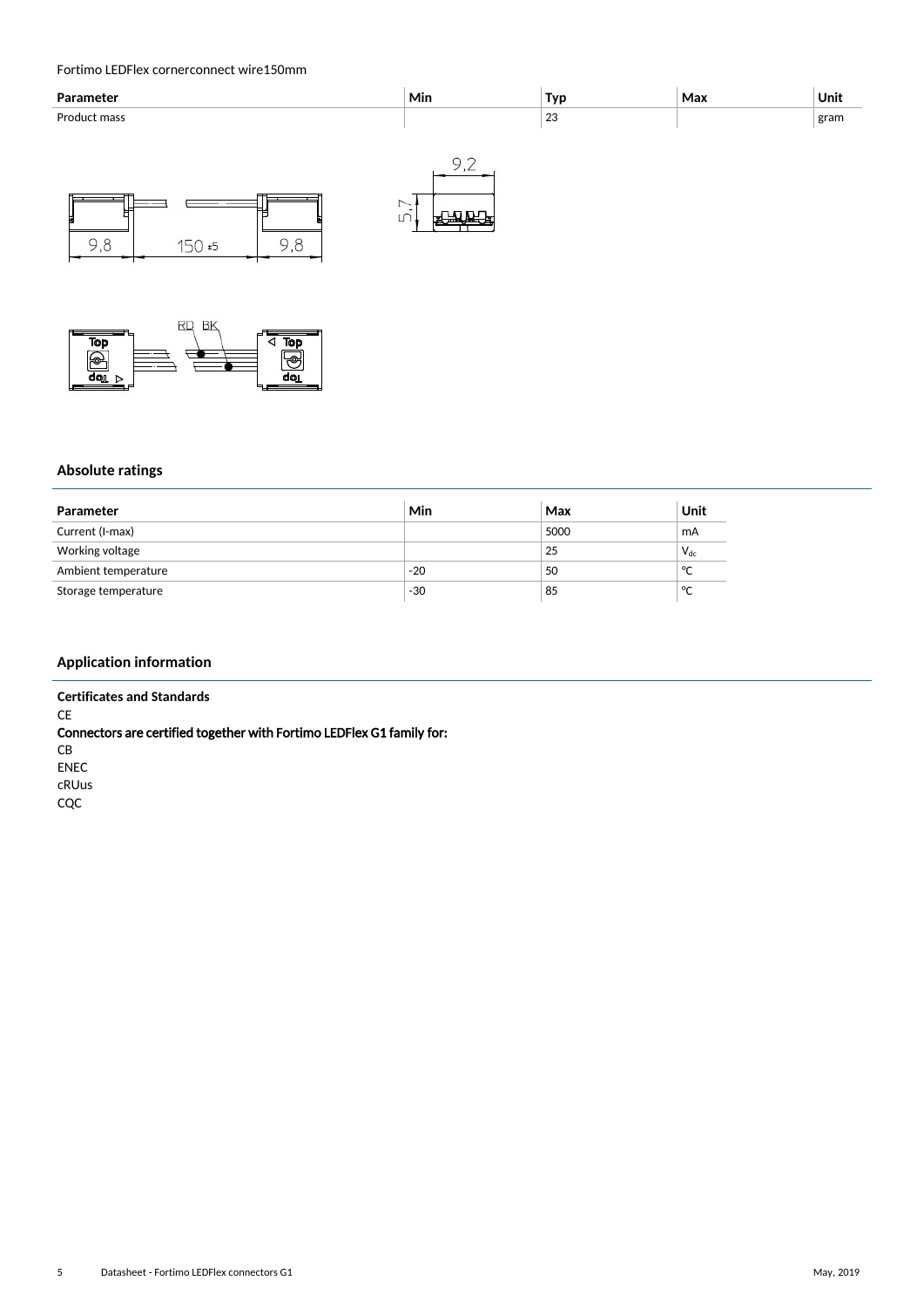Fortimo LEDFlex cornerconnect wire150mm

| Parameter | Min | Typ | Max | Unit |
| --- | --- | --- | --- | --- |
| Product mass | | 23 | | gram |

## Absolute ratings

| Parameter | Min | Max | Unit |
| --- | --- | --- | --- |
| Current (I-max) | | 5000 | mA |
| Working voltage | | 25 | $V_{dc}$ |
| Ambient temperature | -20 | 50 | °C |
| Storage temperature | -30 | 85 | °C |

## Application information

**Certificates and Standards**

CE

**Connectors are certified together with Fortimo LEDFlex G1 family for:**

CB

ENEC

cRUus

CQC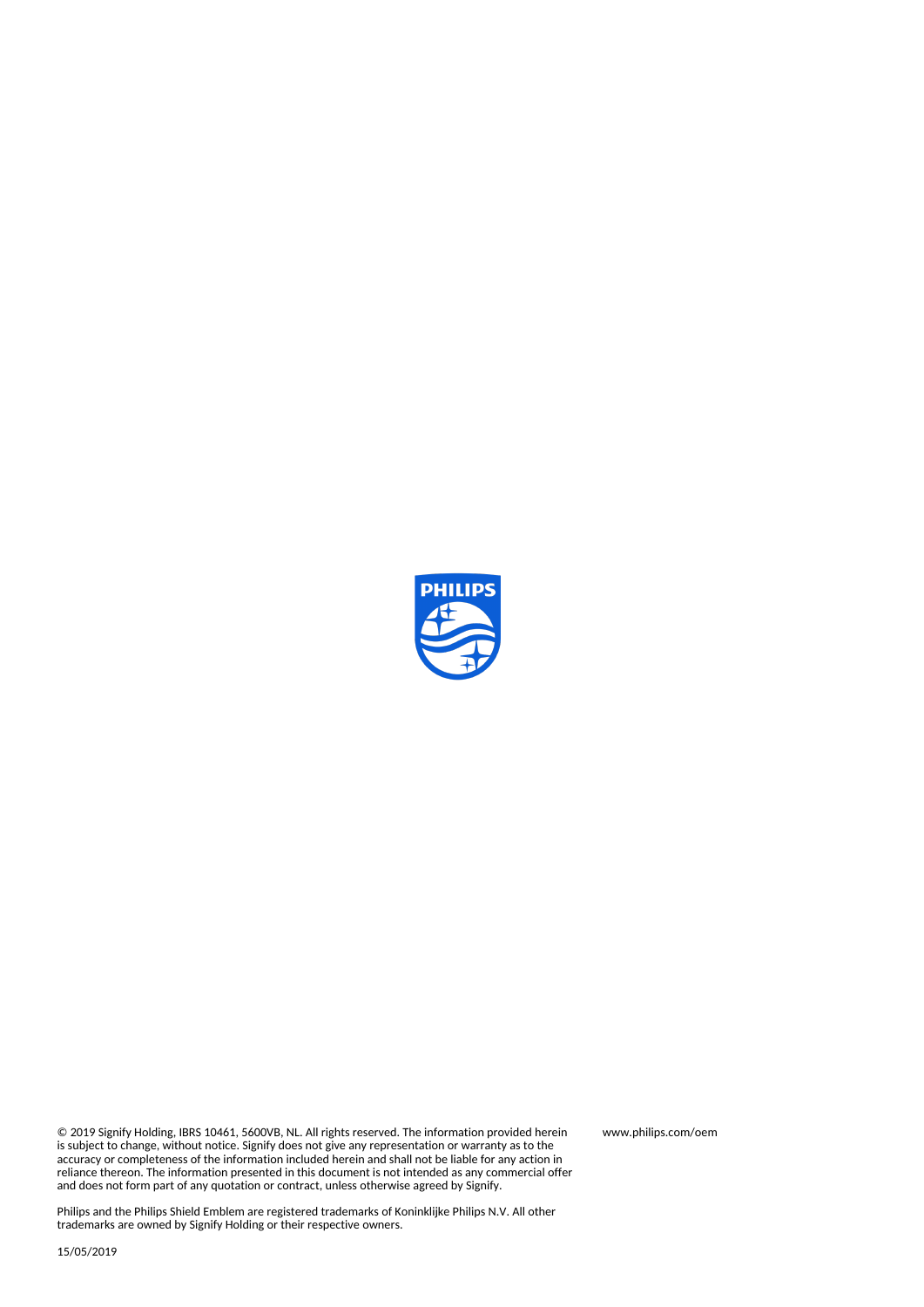PHILIPS

© 2019 Signify Holding, IBRS 10461, 5600VB, NL. All rights reserved. The information provided herein is subject to change, without notice. Signify does not give any representation or warranty as to the accuracy or completeness of the information included herein and shall not be liable for any action in reliance thereon. The information presented in this document is not intended as any commercial offer and does not form part of any quotation or contract, unless otherwise agreed by Signify.

Philips and the Philips Shield Emblem are registered trademarks of Koninklijke Philips N.V. All other trademarks are owned by Signify Holding or their respective owners.

15/05/2019

www.philips.com/oem